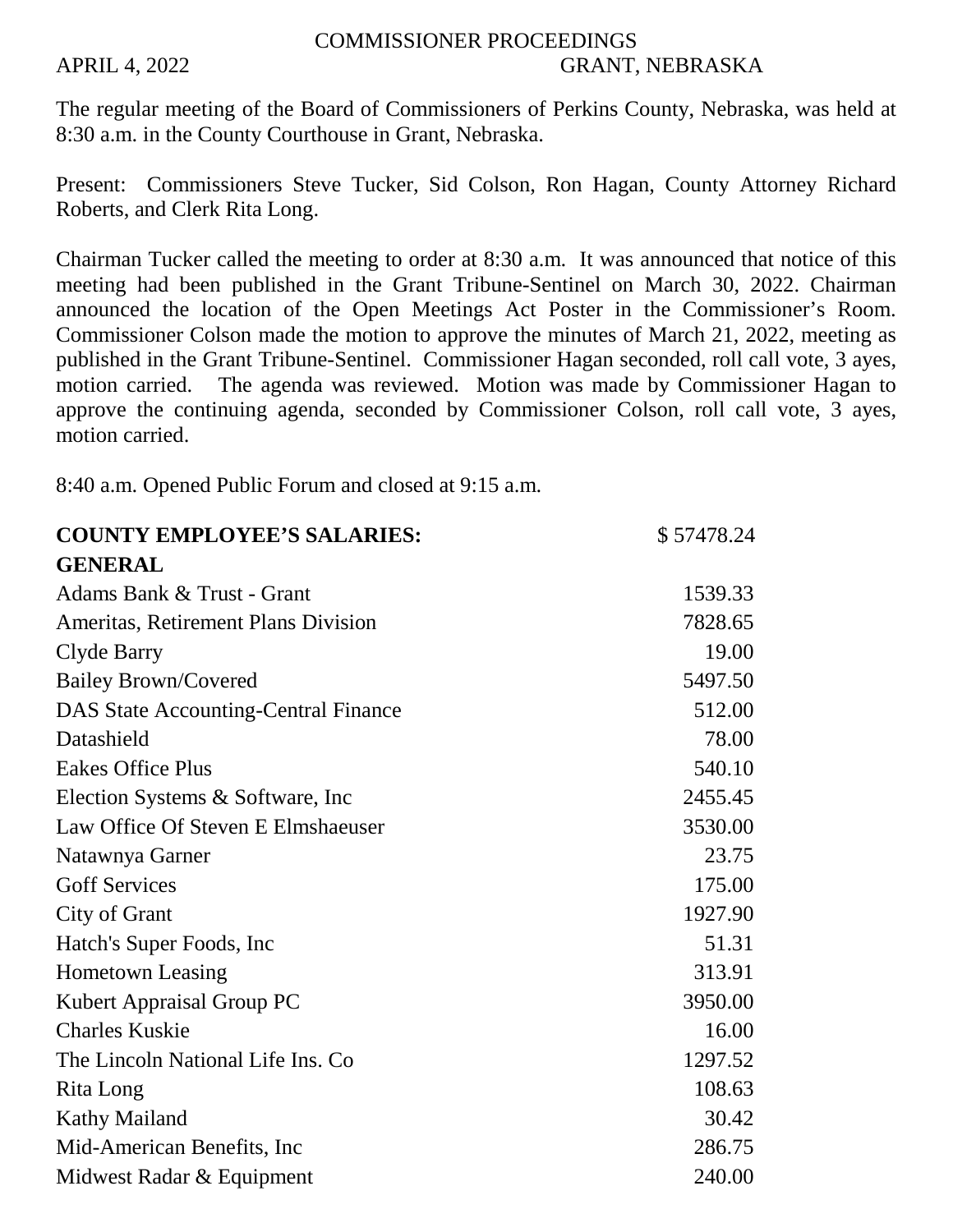# COMMISSIONER PROCEEDINGS

APRIL 4, 2022 GRANT, NEBRASKA

The regular meeting of the Board of Commissioners of Perkins County, Nebraska, was held at 8:30 a.m. in the County Courthouse in Grant, Nebraska.

Present: Commissioners Steve Tucker, Sid Colson, Ron Hagan, County Attorney Richard Roberts, and Clerk Rita Long.

Chairman Tucker called the meeting to order at 8:30 a.m. It was announced that notice of this meeting had been published in the Grant Tribune-Sentinel on March 30, 2022. Chairman announced the location of the Open Meetings Act Poster in the Commissioner's Room. Commissioner Colson made the motion to approve the minutes of March 21, 2022, meeting as published in the Grant Tribune-Sentinel. Commissioner Hagan seconded, roll call vote, 3 ayes, motion carried. The agenda was reviewed. Motion was made by Commissioner Hagan to approve the continuing agenda, seconded by Commissioner Colson, roll call vote, 3 ayes, motion carried.

8:40 a.m. Opened Public Forum and closed at 9:15 a.m.

| | |
|---|---|
| **COUNTY EMPLOYEE'S SALARIES:** | $ 57478.24 |
| **GENERAL** | |
| Adams Bank & Trust - Grant | 1539.33 |
| Ameritas, Retirement Plans Division | 7828.65 |
| Clyde Barry | 19.00 |
| Bailey Brown/Covered | 5497.50 |
| DAS State Accounting-Central Finance | 512.00 |
| Datashield | 78.00 |
| Eakes Office Plus | 540.10 |
| Election Systems & Software, Inc | 2455.45 |
| Law Office Of Steven E Elmshaeuser | 3530.00 |
| Natawnya Garner | 23.75 |
| Goff Services | 175.00 |
| City of Grant | 1927.90 |
| Hatch's Super Foods, Inc | 51.31 |
| Hometown Leasing | 313.91 |
| Kubert Appraisal Group PC | 3950.00 |
| Charles Kuskie | 16.00 |
| The Lincoln National Life Ins. Co | 1297.52 |
| Rita Long | 108.63 |
| Kathy Mailand | 30.42 |
| Mid-American Benefits, Inc | 286.75 |
| Midwest Radar & Equipment | 240.00 |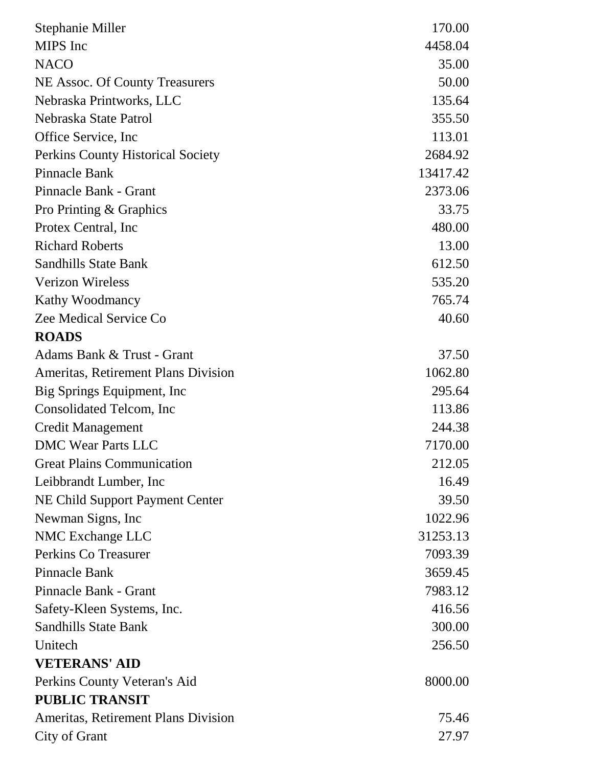| | |
|---|---|
| Stephanie Miller | 170.00 |
| MIPS Inc | 4458.04 |
| NACO | 35.00 |
| NE Assoc. Of County Treasurers | 50.00 |
| Nebraska Printworks, LLC | 135.64 |
| Nebraska State Patrol | 355.50 |
| Office Service, Inc | 113.01 |
| Perkins County Historical Society | 2684.92 |
| Pinnacle Bank | 13417.42 |
| Pinnacle Bank - Grant | 2373.06 |
| Pro Printing & Graphics | 33.75 |
| Protex Central, Inc | 480.00 |
| Richard Roberts | 13.00 |
| Sandhills State Bank | 612.50 |
| Verizon Wireless | 535.20 |
| Kathy Woodmancy | 765.74 |
| Zee Medical Service Co | 40.60 |
| **ROADS** | |
| Adams Bank & Trust - Grant | 37.50 |
| Ameritas, Retirement Plans Division | 1062.80 |
| Big Springs Equipment, Inc | 295.64 |
| Consolidated Telcom, Inc | 113.86 |
| Credit Management | 244.38 |
| DMC Wear Parts LLC | 7170.00 |
| Great Plains Communication | 212.05 |
| Leibbrandt Lumber, Inc | 16.49 |
| NE Child Support Payment Center | 39.50 |
| Newman Signs, Inc | 1022.96 |
| NMC Exchange LLC | 31253.13 |
| Perkins Co Treasurer | 7093.39 |
| Pinnacle Bank | 3659.45 |
| Pinnacle Bank - Grant | 7983.12 |
| Safety-Kleen Systems, Inc. | 416.56 |
| Sandhills State Bank | 300.00 |
| Unitech | 256.50 |
| **VETERANS' AID** | |
| Perkins County Veteran's Aid | 8000.00 |
| **PUBLIC TRANSIT** | |
| Ameritas, Retirement Plans Division | 75.46 |
| City of Grant | 27.97 |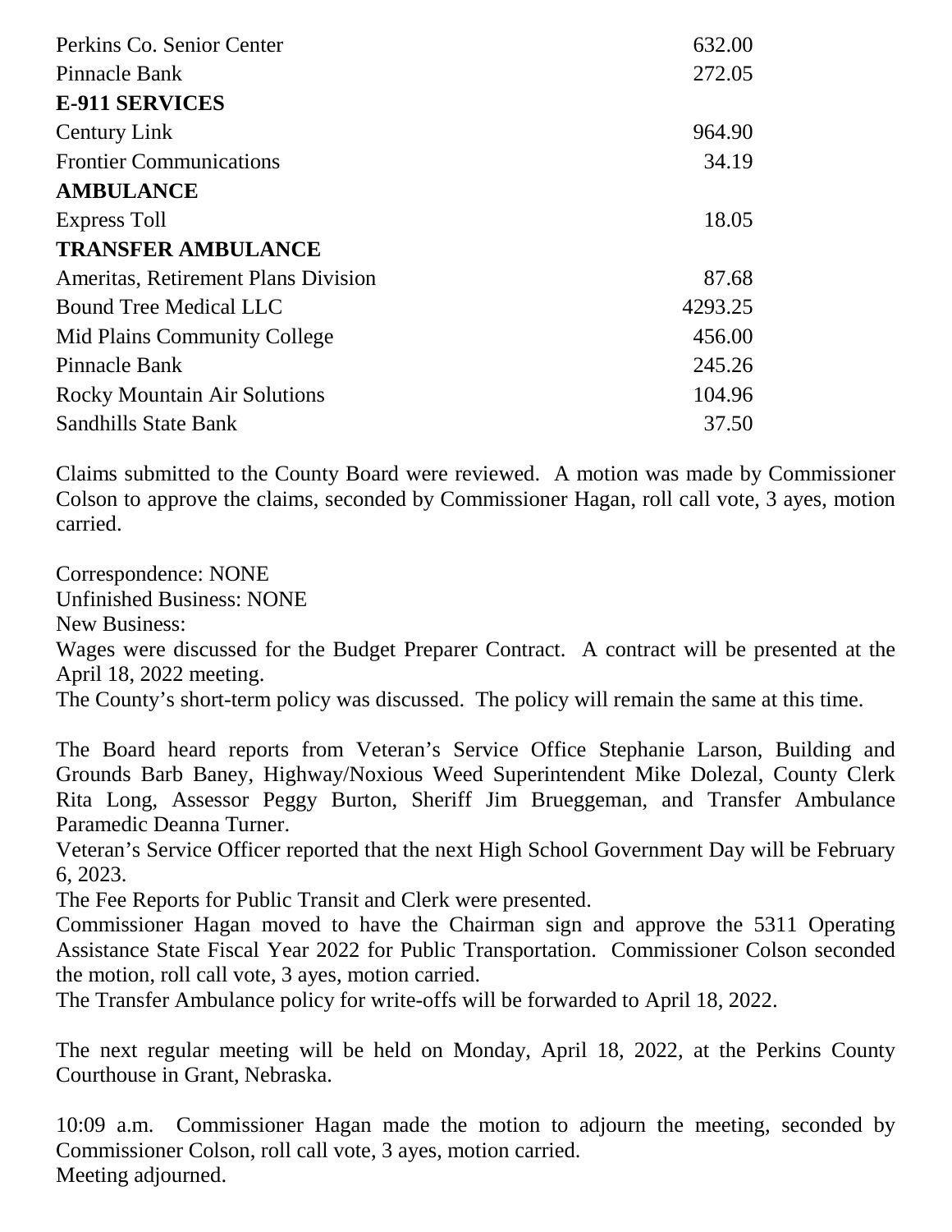| | |
|---|---|
| Perkins Co. Senior Center | 632.00 |
| Pinnacle Bank | 272.05 |
| **E-911 SERVICES** | |
| Century Link | 964.90 |
| Frontier Communications | 34.19 |
| **AMBULANCE** | |
| Express Toll | 18.05 |
| **TRANSFER AMBULANCE** | |
| Ameritas, Retirement Plans Division | 87.68 |
| Bound Tree Medical LLC | 4293.25 |
| Mid Plains Community College | 456.00 |
| Pinnacle Bank | 245.26 |
| Rocky Mountain Air Solutions | 104.96 |
| Sandhills State Bank | 37.50 |

Claims submitted to the County Board were reviewed. A motion was made by Commissioner Colson to approve the claims, seconded by Commissioner Hagan, roll call vote, 3 ayes, motion carried.

Correspondence: NONE
Unfinished Business: NONE
New Business:
Wages were discussed for the Budget Preparer Contract. A contract will be presented at the April 18, 2022 meeting.
The County's short-term policy was discussed. The policy will remain the same at this time.

The Board heard reports from Veteran's Service Office Stephanie Larson, Building and Grounds Barb Baney, Highway/Noxious Weed Superintendent Mike Dolezal, County Clerk Rita Long, Assessor Peggy Burton, Sheriff Jim Brueggeman, and Transfer Ambulance Paramedic Deanna Turner.
Veteran's Service Officer reported that the next High School Government Day will be February 6, 2023.
The Fee Reports for Public Transit and Clerk were presented.
Commissioner Hagan moved to have the Chairman sign and approve the 5311 Operating Assistance State Fiscal Year 2022 for Public Transportation. Commissioner Colson seconded the motion, roll call vote, 3 ayes, motion carried.
The Transfer Ambulance policy for write-offs will be forwarded to April 18, 2022.

The next regular meeting will be held on Monday, April 18, 2022, at the Perkins County Courthouse in Grant, Nebraska.

10:09 a.m. Commissioner Hagan made the motion to adjourn the meeting, seconded by Commissioner Colson, roll call vote, 3 ayes, motion carried.
Meeting adjourned.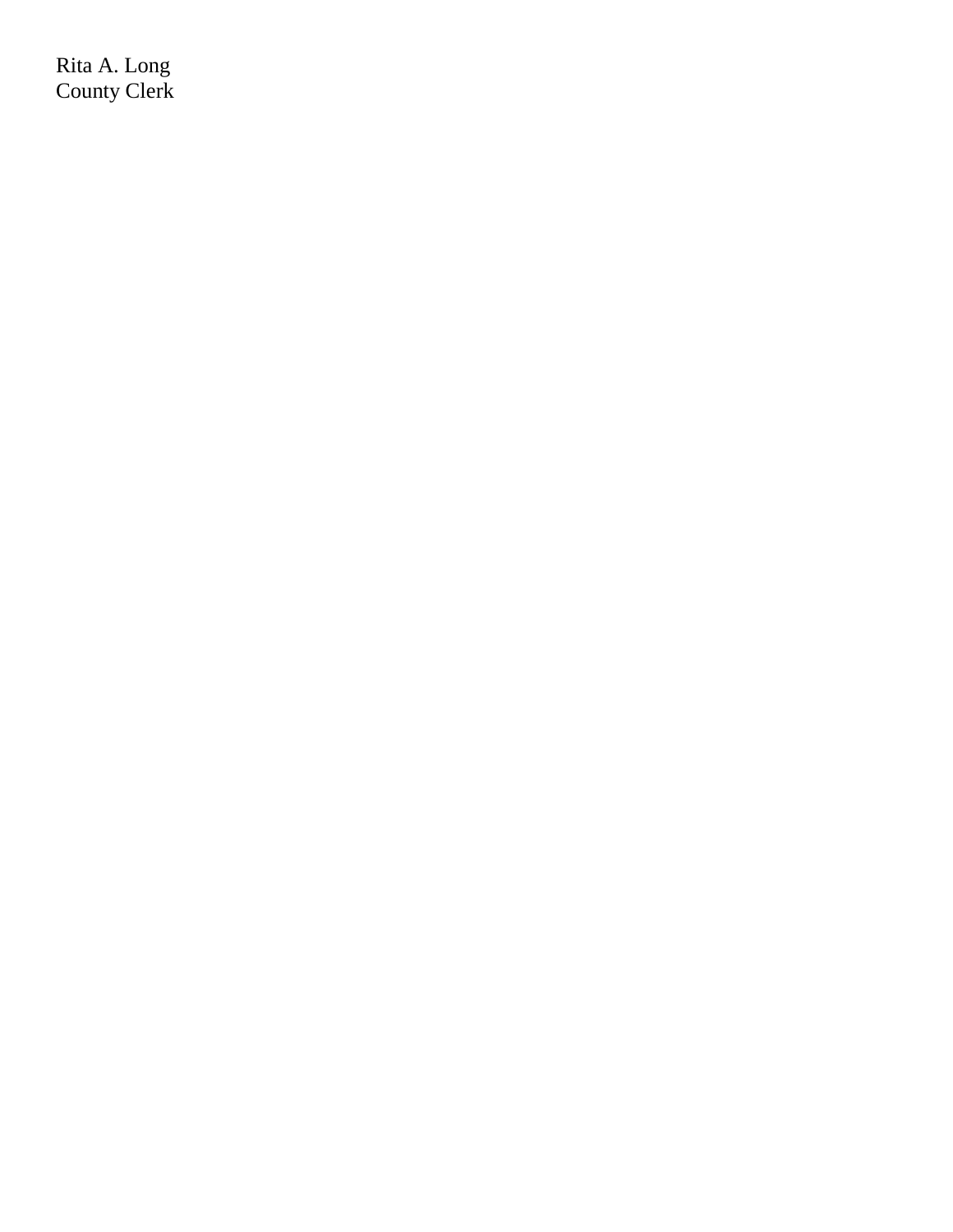Rita A. Long
County Clerk